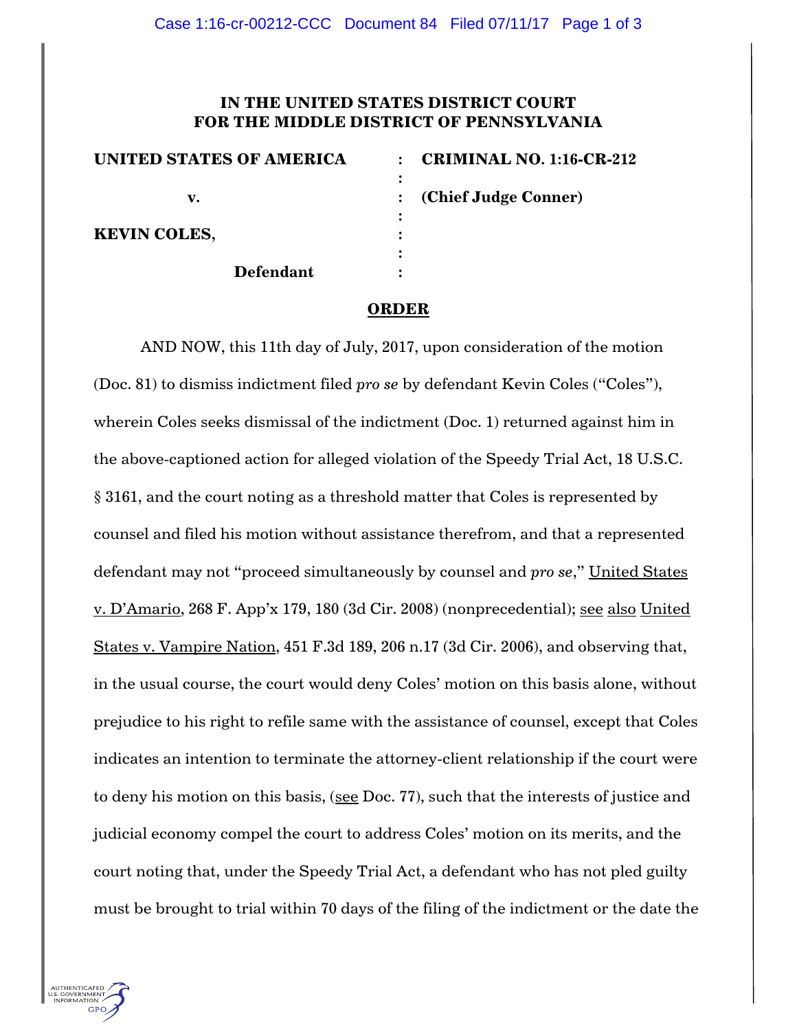**IN THE UNITED STATES DISTRICT COURT**
**FOR THE MIDDLE DISTRICT OF PENNSYLVANIA**

| | | |
|---|---|---|
| **UNITED STATES OF AMERICA** | : | **CRIMINAL NO. 1:16-CR-212** |
| | : | |
| **v.** | : | **(Chief Judge Conner)** |
| | : | |
| **KEVIN COLES,** | : | |
| | : | |
| **Defendant** | : | |

**ORDER**

AND NOW, this 11th day of July, 2017, upon consideration of the motion (Doc. 81) to dismiss indictment filed *pro se* by defendant Kevin Coles ("Coles"), wherein Coles seeks dismissal of the indictment (Doc. 1) returned against him in the above-captioned action for alleged violation of the Speedy Trial Act, 18 U.S.C. § 3161, and the court noting as a threshold matter that Coles is represented by counsel and filed his motion without assistance therefrom, and that a represented defendant may not "proceed simultaneously by counsel and *pro se*," United States v. D'Amario, 268 F. App'x 179, 180 (3d Cir. 2008) (nonprecedential); see also United States v. Vampire Nation, 451 F.3d 189, 206 n.17 (3d Cir. 2006), and observing that, in the usual course, the court would deny Coles' motion on this basis alone, without prejudice to his right to refile same with the assistance of counsel, except that Coles indicates an intention to terminate the attorney-client relationship if the court were to deny his motion on this basis, (see Doc. 77), such that the interests of justice and judicial economy compel the court to address Coles' motion on its merits, and the court noting that, under the Speedy Trial Act, a defendant who has not pled guilty must be brought to trial within 70 days of the filing of the indictment or the date the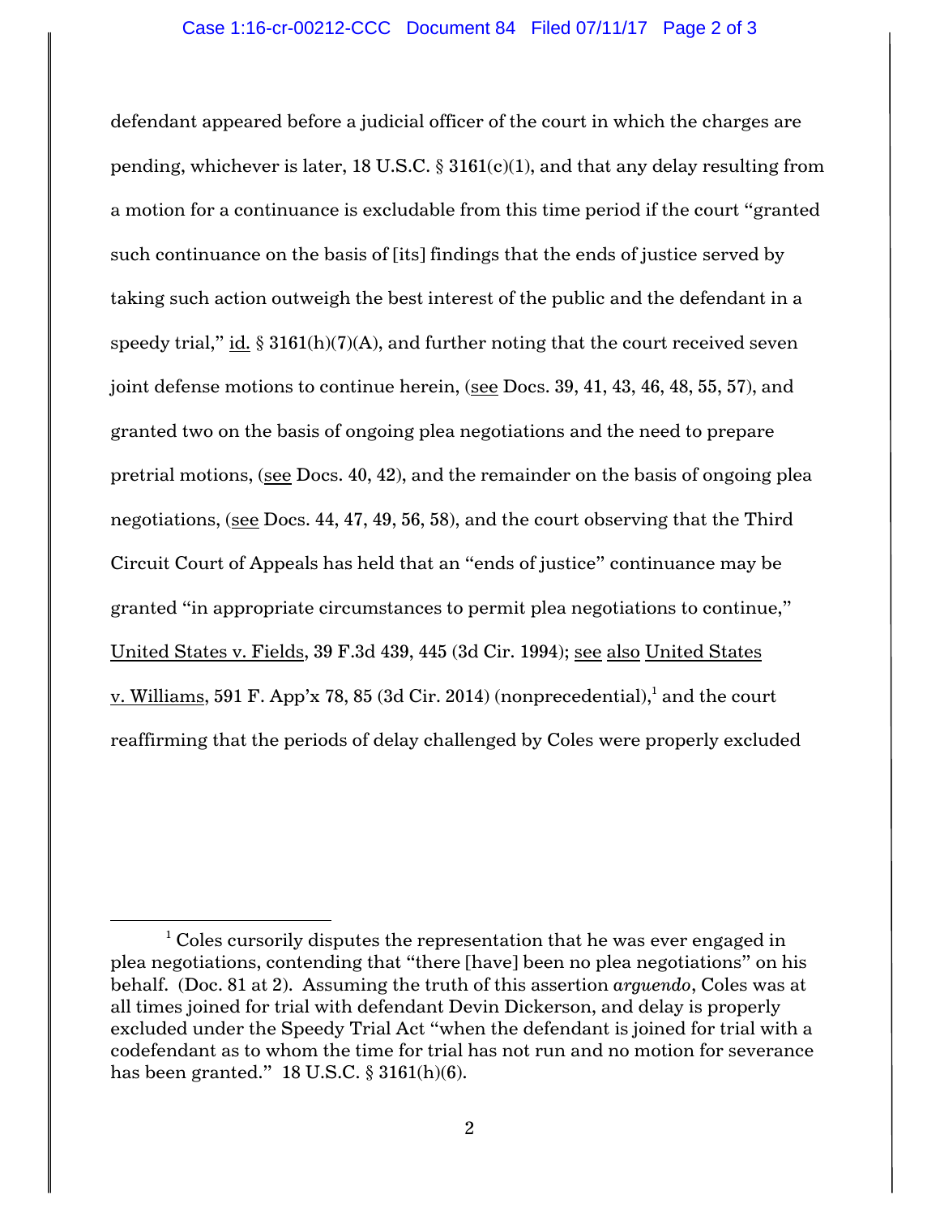defendant appeared before a judicial officer of the court in which the charges are pending, whichever is later, 18 U.S.C. § 3161(c)(1), and that any delay resulting from a motion for a continuance is excludable from this time period if the court "granted such continuance on the basis of [its] findings that the ends of justice served by taking such action outweigh the best interest of the public and the defendant in a speedy trial," id. § 3161(h)(7)(A), and further noting that the court received seven joint defense motions to continue herein, (see Docs. 39, 41, 43, 46, 48, 55, 57), and granted two on the basis of ongoing plea negotiations and the need to prepare pretrial motions, (see Docs. 40, 42), and the remainder on the basis of ongoing plea negotiations, (see Docs. 44, 47, 49, 56, 58), and the court observing that the Third Circuit Court of Appeals has held that an "ends of justice" continuance may be granted "in appropriate circumstances to permit plea negotiations to continue," United States v. Fields, 39 F.3d 439, 445 (3d Cir. 1994); see also United States v. Williams, 591 F. App'x 78, 85 (3d Cir. 2014) (nonprecedential),[1] and the court reaffirming that the periods of delay challenged by Coles were properly excluded

---

[1] Coles cursorily disputes the representation that he was ever engaged in plea negotiations, contending that "there [have] been no plea negotiations" on his behalf. (Doc. 81 at 2). Assuming the truth of this assertion *arguendo*, Coles was at all times joined for trial with defendant Devin Dickerson, and delay is properly excluded under the Speedy Trial Act "when the defendant is joined for trial with a codefendant as to whom the time for trial has not run and no motion for severance has been granted." 18 U.S.C. § 3161(h)(6).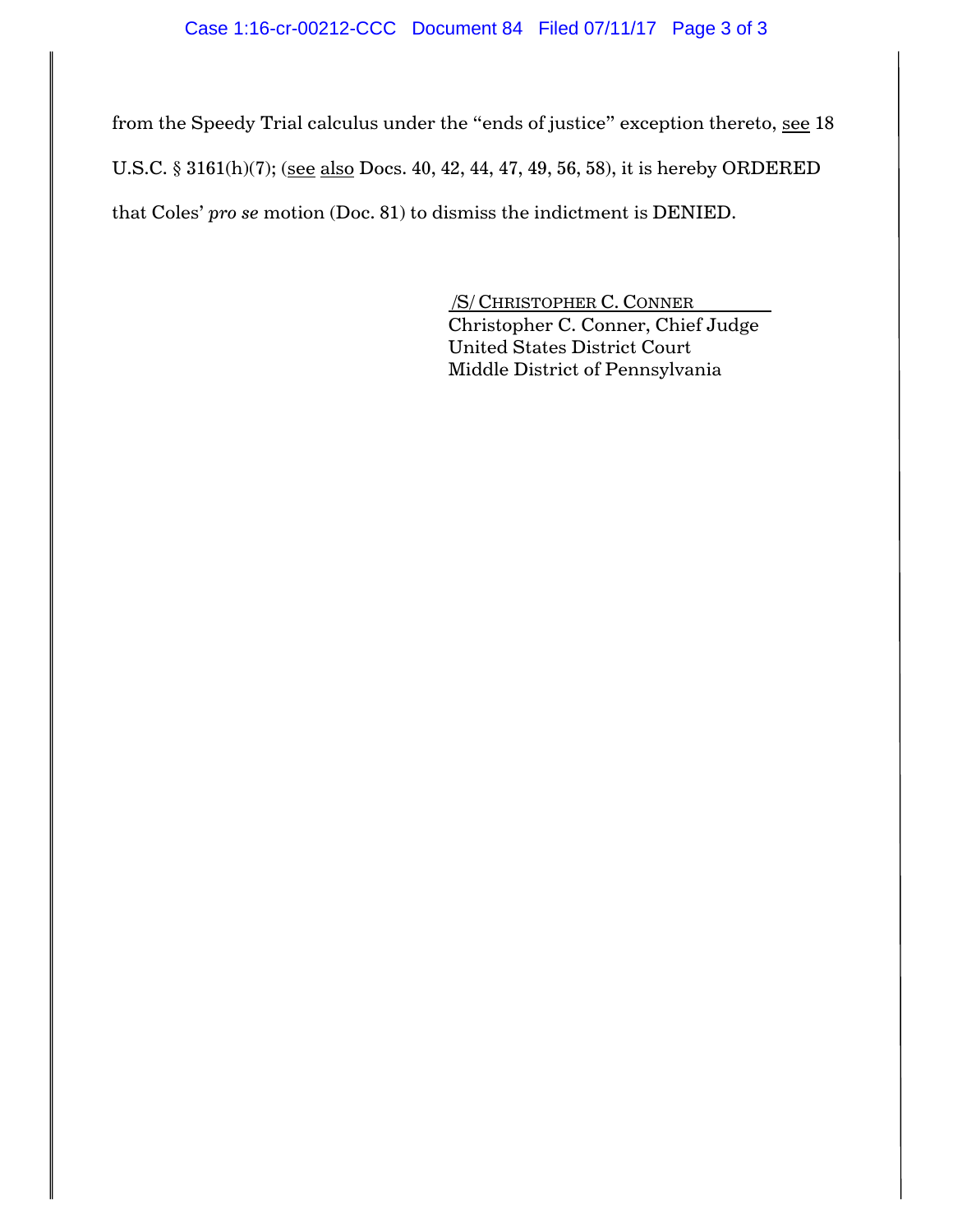from the Speedy Trial calculus under the "ends of justice" exception thereto, see 18 U.S.C. § 3161(h)(7); (see also Docs. 40, 42, 44, 47, 49, 56, 58), it is hereby ORDERED that Coles' *pro se* motion (Doc. 81) to dismiss the indictment is DENIED.

/S/ CHRISTOPHER C. CONNER
Christopher C. Conner, Chief Judge
United States District Court
Middle District of Pennsylvania